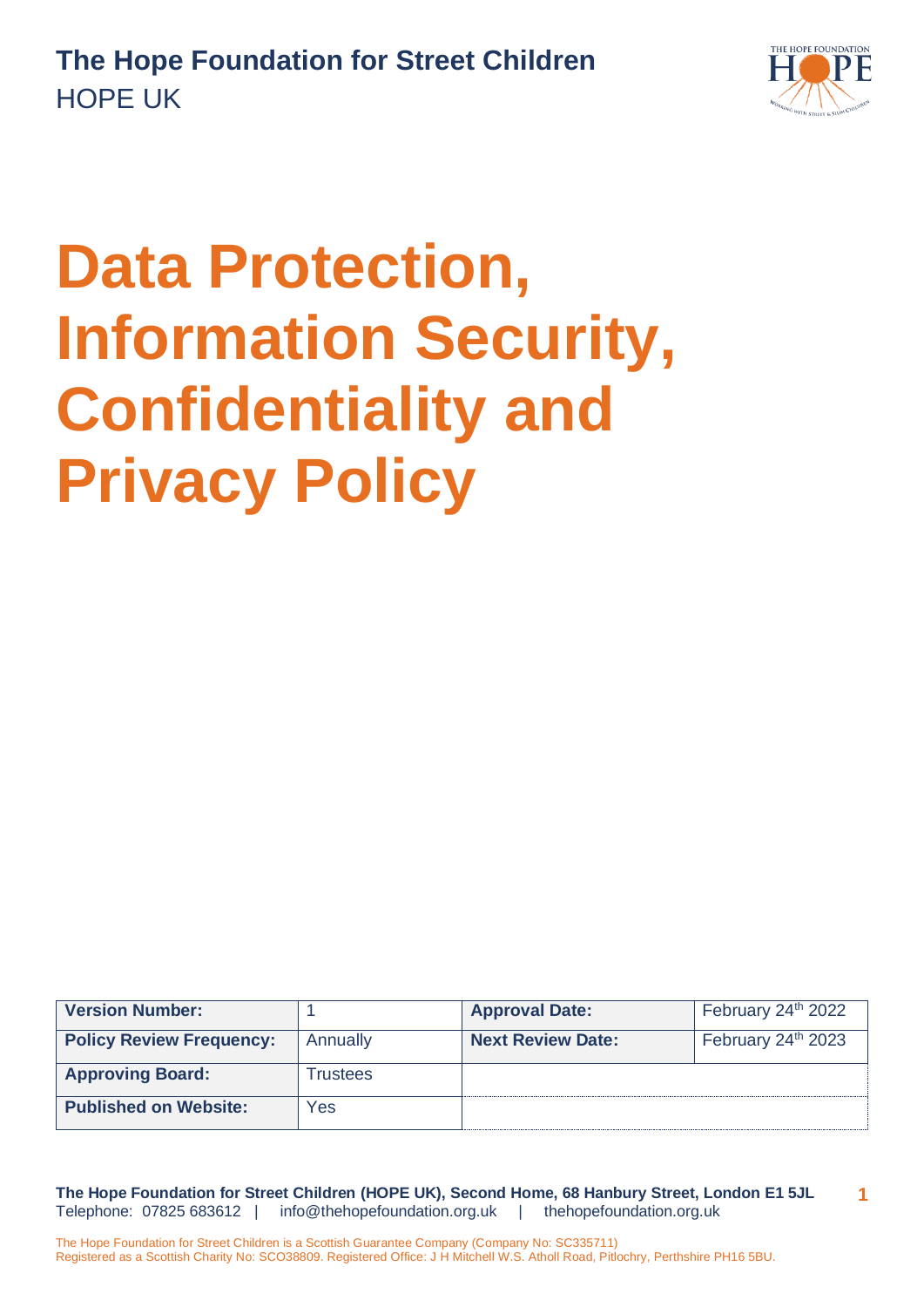**The Hope Foundation for Street Children**
HOPE UK

# Data Protection, Information Security, Confidentiality and Privacy Policy

| Version Number: | 1 | Approval Date: | February 24th 2022 |
|---|---|---|---|
| Policy Review Frequency: | Annually | Next Review Date: | February 24th 2023 |
| Approving Board: | Trustees | | |
| Published on Website: | Yes | | |

**The Hope Foundation for Street Children (HOPE UK), Second Home, 68 Hanbury Street, London E1 5JL**
Telephone: 07825 683612 | info@thehopefoundation.org.uk | thehopefoundation.org.uk

The Hope Foundation for Street Children is a Scottish Guarantee Company (Company No: SC335711)
Registered as a Scottish Charity No: SCO38809. Registered Office: J H Mitchell W.S. Atholl Road, Pitlochry, Perthshire PH16 5BU.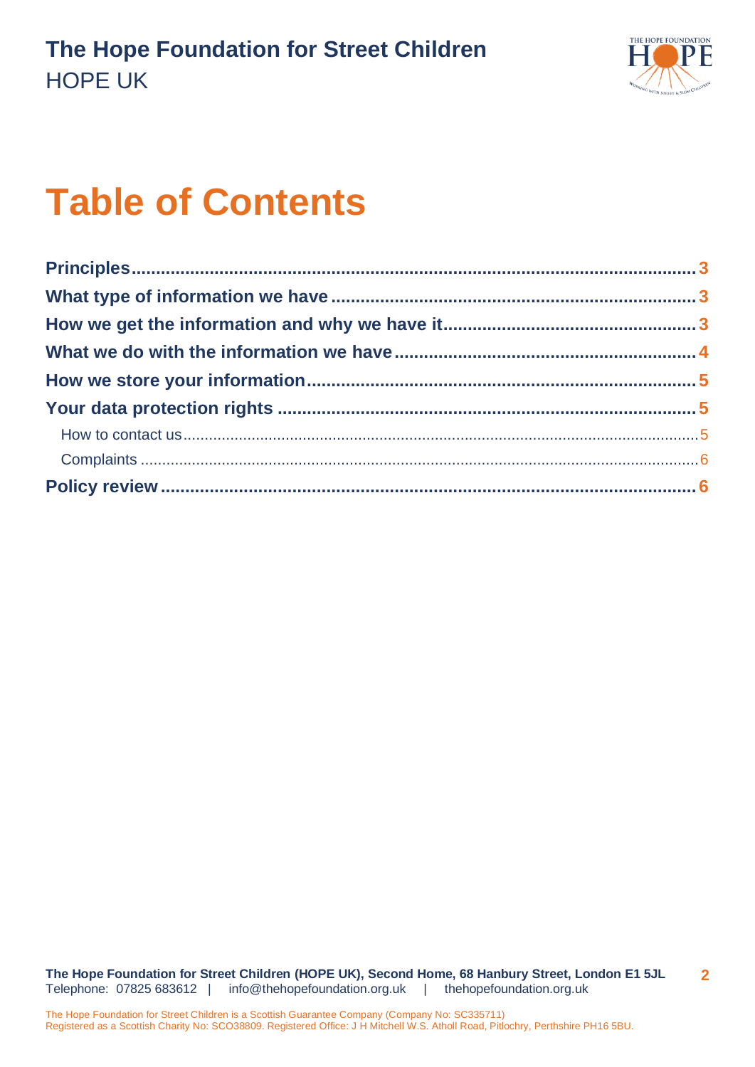# Table of Contents

| | |
|---|---|
| **Principles** | **3** |
| **What type of information we have** | **3** |
| **How we get the information and why we have it** | **3** |
| **What we do with the information we have** | **4** |
| **How we store your information** | **5** |
| **Your data protection rights** | **5** |
| How to contact us | 5 |
| Complaints | 6 |
| **Policy review** | **6** |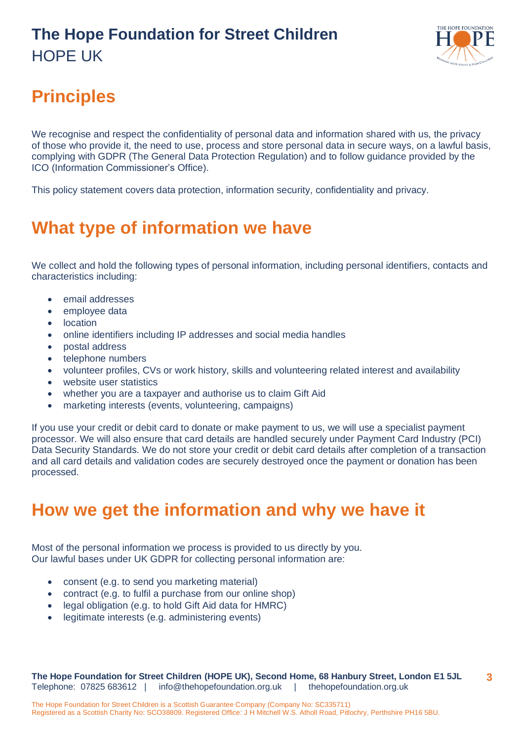## Principles

We recognise and respect the confidentiality of personal data and information shared with us, the privacy of those who provide it, the need to use, process and store personal data in secure ways, on a lawful basis, complying with GDPR (The General Data Protection Regulation) and to follow guidance provided by the ICO (Information Commissioner's Office).

This policy statement covers data protection, information security, confidentiality and privacy.

## What type of information we have

We collect and hold the following types of personal information, including personal identifiers, contacts and characteristics including:

- email addresses
- employee data
- location
- online identifiers including IP addresses and social media handles
- postal address
- telephone numbers
- volunteer profiles, CVs or work history, skills and volunteering related interest and availability
- website user statistics
- whether you are a taxpayer and authorise us to claim Gift Aid
- marketing interests (events, volunteering, campaigns)

If you use your credit or debit card to donate or make payment to us, we will use a specialist payment processor. We will also ensure that card details are handled securely under Payment Card Industry (PCI) Data Security Standards. We do not store your credit or debit card details after completion of a transaction and all card details and validation codes are securely destroyed once the payment or donation has been processed.

## How we get the information and why we have it

Most of the personal information we process is provided to us directly by you.
Our lawful bases under UK GDPR for collecting personal information are:

- consent (e.g. to send you marketing material)
- contract (e.g. to fulfil a purchase from our online shop)
- legal obligation (e.g. to hold Gift Aid data for HMRC)
- legitimate interests (e.g. administering events)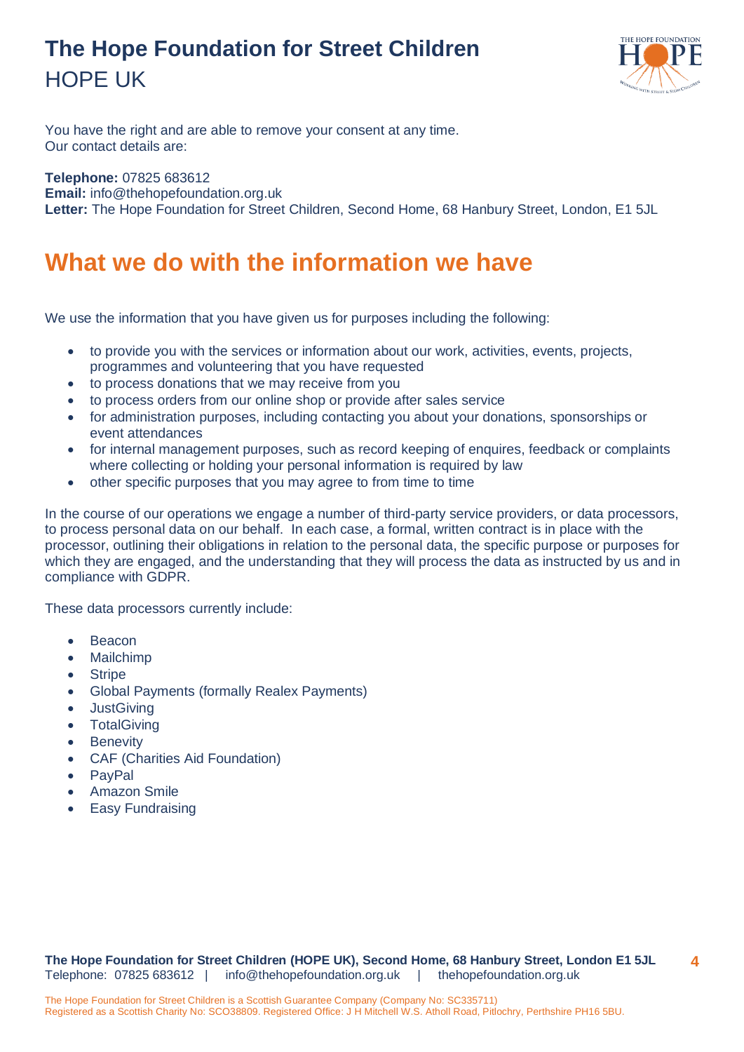You have the right and are able to remove your consent at any time.
Our contact details are:

**Telephone:** 07825 683612
**Email:** info@thehopefoundation.org.uk
**Letter:** The Hope Foundation for Street Children, Second Home, 68 Hanbury Street, London, E1 5JL

## What we do with the information we have

We use the information that you have given us for purposes including the following:

- to provide you with the services or information about our work, activities, events, projects, programmes and volunteering that you have requested
- to process donations that we may receive from you
- to process orders from our online shop or provide after sales service
- for administration purposes, including contacting you about your donations, sponsorships or event attendances
- for internal management purposes, such as record keeping of enquires, feedback or complaints where collecting or holding your personal information is required by law
- other specific purposes that you may agree to from time to time

In the course of our operations we engage a number of third-party service providers, or data processors, to process personal data on our behalf. In each case, a formal, written contract is in place with the processor, outlining their obligations in relation to the personal data, the specific purpose or purposes for which they are engaged, and the understanding that they will process the data as instructed by us and in compliance with GDPR.

These data processors currently include:

- Beacon
- Mailchimp
- Stripe
- Global Payments (formally Realex Payments)
- JustGiving
- TotalGiving
- Benevity
- CAF (Charities Aid Foundation)
- PayPal
- Amazon Smile
- Easy Fundraising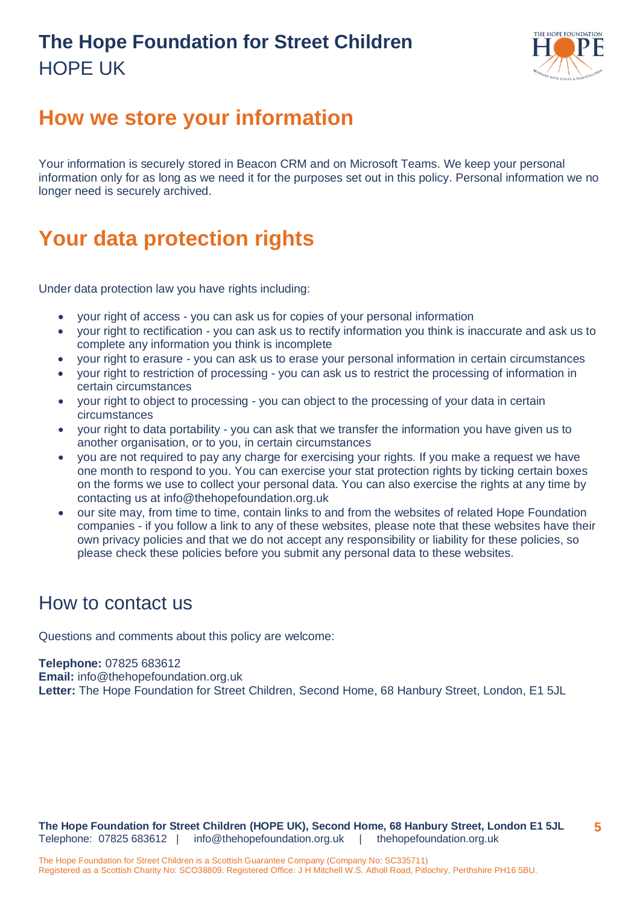## How we store your information

Your information is securely stored in Beacon CRM and on Microsoft Teams. We keep your personal information only for as long as we need it for the purposes set out in this policy. Personal information we no longer need is securely archived.

## Your data protection rights

Under data protection law you have rights including:

- your right of access - you can ask us for copies of your personal information
- your right to rectification - you can ask us to rectify information you think is inaccurate and ask us to complete any information you think is incomplete
- your right to erasure - you can ask us to erase your personal information in certain circumstances
- your right to restriction of processing - you can ask us to restrict the processing of information in certain circumstances
- your right to object to processing - you can object to the processing of your data in certain circumstances
- your right to data portability - you can ask that we transfer the information you have given us to another organisation, or to you, in certain circumstances
- you are not required to pay any charge for exercising your rights. If you make a request we have one month to respond to you. You can exercise your stat protection rights by ticking certain boxes on the forms we use to collect your personal data. You can also exercise the rights at any time by contacting us at info@thehopefoundation.org.uk
- our site may, from time to time, contain links to and from the websites of related Hope Foundation companies - if you follow a link to any of these websites, please note that these websites have their own privacy policies and that we do not accept any responsibility or liability for these policies, so please check these policies before you submit any personal data to these websites.

### How to contact us

Questions and comments about this policy are welcome:

**Telephone:** 07825 683612
**Email:** info@thehopefoundation.org.uk
**Letter:** The Hope Foundation for Street Children, Second Home, 68 Hanbury Street, London, E1 5JL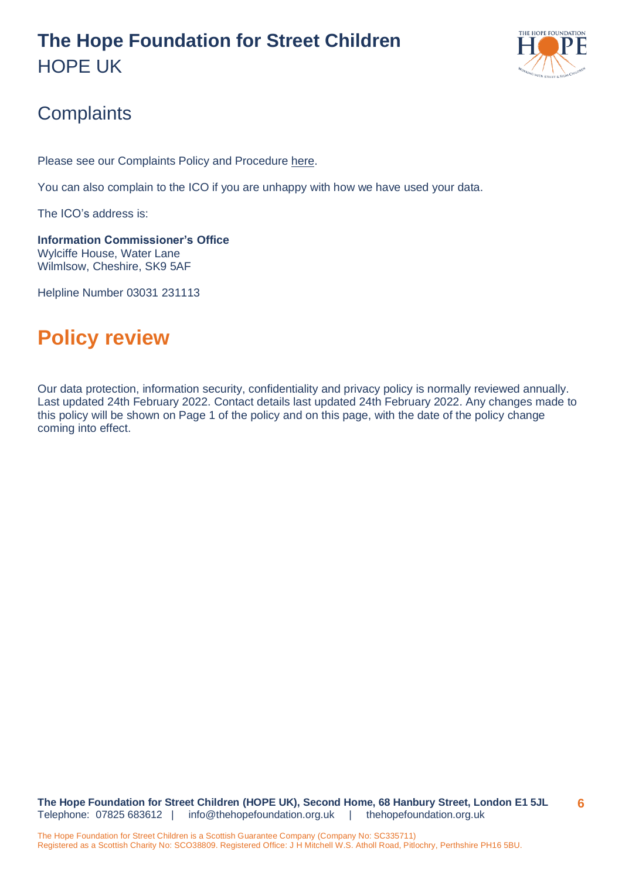## Complaints

Please see our Complaints Policy and Procedure here.

You can also complain to the ICO if you are unhappy with how we have used your data.

The ICO's address is:

**Information Commissioner's Office**
Wylciffe House, Water Lane
Wilmlsow, Cheshire, SK9 5AF

Helpline Number 03031 231113

# Policy review

Our data protection, information security, confidentiality and privacy policy is normally reviewed annually. Last updated 24th February 2022. Contact details last updated 24th February 2022. Any changes made to this policy will be shown on Page 1 of the policy and on this page, with the date of the policy change coming into effect.